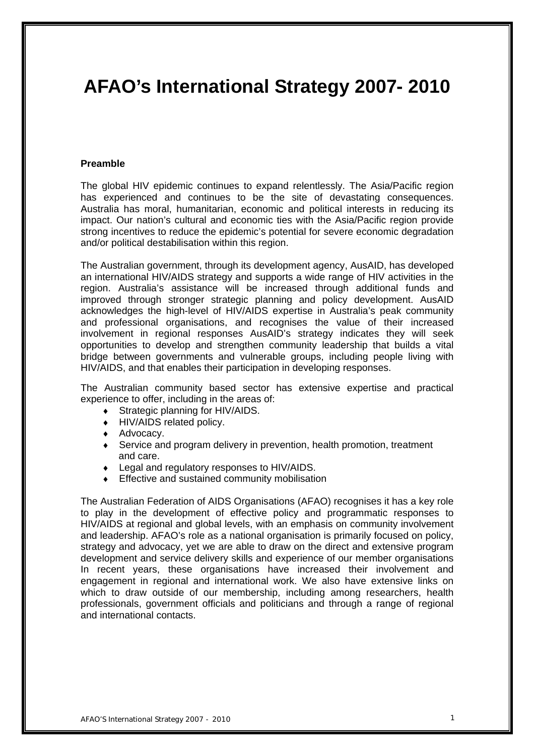# AFAO's International Strategy 2007- 2010

**Preamble**

The global HIV epidemic continues to expand relentlessly. The Asia/Pacific region has experienced and continues to be the site of devastating consequences. Australia has moral, humanitarian, economic and political interests in reducing its impact. Our nation's cultural and economic ties with the Asia/Pacific region provide strong incentives to reduce the epidemic's potential for severe economic degradation and/or political destabilisation within this region.

The Australian government, through its development agency, AusAID, has developed an international HIV/AIDS strategy and supports a wide range of HIV activities in the region. Australia's assistance will be increased through additional funds and improved through stronger strategic planning and policy development. AusAID acknowledges the high-level of HIV/AIDS expertise in Australia's peak community and professional organisations, and recognises the value of their increased involvement in regional responses AusAID's strategy indicates they will seek opportunities to develop and strengthen community leadership that builds a vital bridge between governments and vulnerable groups, including people living with HIV/AIDS, and that enables their participation in developing responses.

The Australian community based sector has extensive expertise and practical experience to offer, including in the areas of:

- Strategic planning for HIV/AIDS.
- HIV/AIDS related policy.
- Advocacy.
- Service and program delivery in prevention, health promotion, treatment and care.
- Legal and regulatory responses to HIV/AIDS.
- Effective and sustained community mobilisation

The Australian Federation of AIDS Organisations (AFAO) recognises it has a key role to play in the development of effective policy and programmatic responses to HIV/AIDS at regional and global levels, with an emphasis on community involvement and leadership. AFAO's role as a national organisation is primarily focused on policy, strategy and advocacy, yet we are able to draw on the direct and extensive program development and service delivery skills and experience of our member organisations In recent years, these organisations have increased their involvement and engagement in regional and international work. We also have extensive links on which to draw outside of our membership, including among researchers, health professionals, government officials and politicians and through a range of regional and international contacts.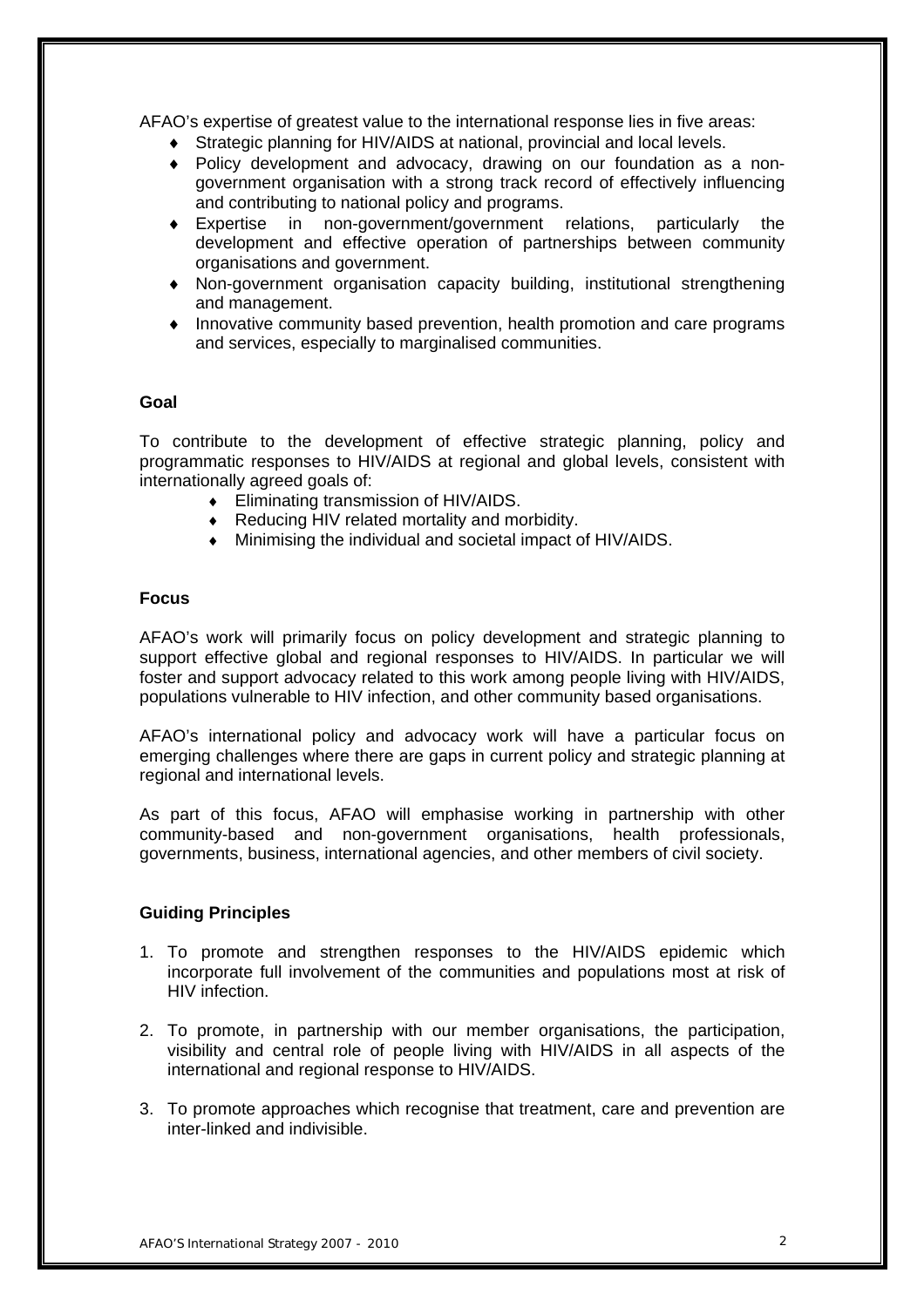AFAO's expertise of greatest value to the international response lies in five areas:

- Strategic planning for HIV/AIDS at national, provincial and local levels.
- Policy development and advocacy, drawing on our foundation as a non-government organisation with a strong track record of effectively influencing and contributing to national policy and programs.
- Expertise in non-government/government relations, particularly the development and effective operation of partnerships between community organisations and government.
- Non-government organisation capacity building, institutional strengthening and management.
- Innovative community based prevention, health promotion and care programs and services, especially to marginalised communities.

**Goal**

To contribute to the development of effective strategic planning, policy and programmatic responses to HIV/AIDS at regional and global levels, consistent with internationally agreed goals of:

- Eliminating transmission of HIV/AIDS.
- Reducing HIV related mortality and morbidity.
- Minimising the individual and societal impact of HIV/AIDS.

**Focus**

AFAO's work will primarily focus on policy development and strategic planning to support effective global and regional responses to HIV/AIDS. In particular we will foster and support advocacy related to this work among people living with HIV/AIDS, populations vulnerable to HIV infection, and other community based organisations.

AFAO's international policy and advocacy work will have a particular focus on emerging challenges where there are gaps in current policy and strategic planning at regional and international levels.

As part of this focus, AFAO will emphasise working in partnership with other community-based and non-government organisations, health professionals, governments, business, international agencies, and other members of civil society.

**Guiding Principles**

1. To promote and strengthen responses to the HIV/AIDS epidemic which incorporate full involvement of the communities and populations most at risk of HIV infection.

2. To promote, in partnership with our member organisations, the participation, visibility and central role of people living with HIV/AIDS in all aspects of the international and regional response to HIV/AIDS.

3. To promote approaches which recognise that treatment, care and prevention are inter-linked and indivisible.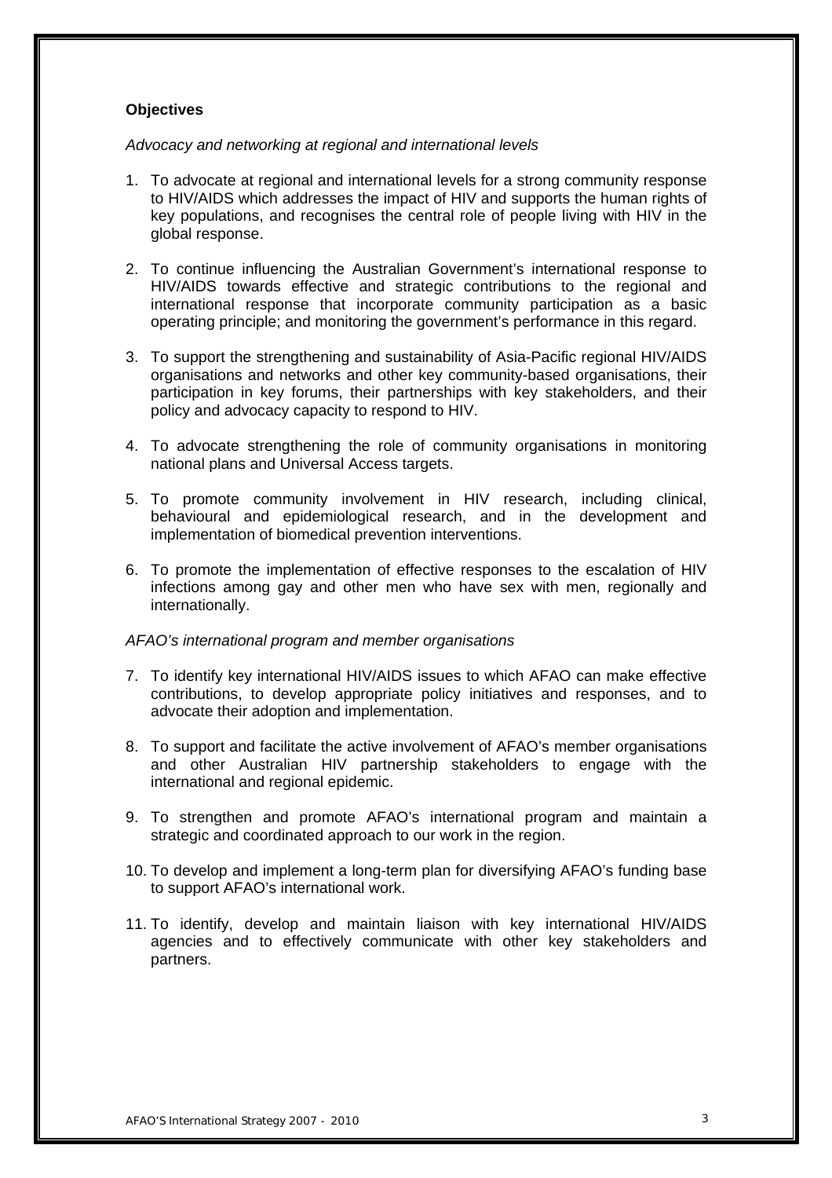**Objectives**

*Advocacy and networking at regional and international levels*

1. To advocate at regional and international levels for a strong community response to HIV/AIDS which addresses the impact of HIV and supports the human rights of key populations, and recognises the central role of people living with HIV in the global response.

2. To continue influencing the Australian Government's international response to HIV/AIDS towards effective and strategic contributions to the regional and international response that incorporate community participation as a basic operating principle; and monitoring the government's performance in this regard.

3. To support the strengthening and sustainability of Asia-Pacific regional HIV/AIDS organisations and networks and other key community-based organisations, their participation in key forums, their partnerships with key stakeholders, and their policy and advocacy capacity to respond to HIV.

4. To advocate strengthening the role of community organisations in monitoring national plans and Universal Access targets.

5. To promote community involvement in HIV research, including clinical, behavioural and epidemiological research, and in the development and implementation of biomedical prevention interventions.

6. To promote the implementation of effective responses to the escalation of HIV infections among gay and other men who have sex with men, regionally and internationally.

*AFAO's international program and member organisations*

7. To identify key international HIV/AIDS issues to which AFAO can make effective contributions, to develop appropriate policy initiatives and responses, and to advocate their adoption and implementation.

8. To support and facilitate the active involvement of AFAO's member organisations and other Australian HIV partnership stakeholders to engage with the international and regional epidemic.

9. To strengthen and promote AFAO's international program and maintain a strategic and coordinated approach to our work in the region.

10. To develop and implement a long-term plan for diversifying AFAO's funding base to support AFAO's international work.

11. To identify, develop and maintain liaison with key international HIV/AIDS agencies and to effectively communicate with other key stakeholders and partners.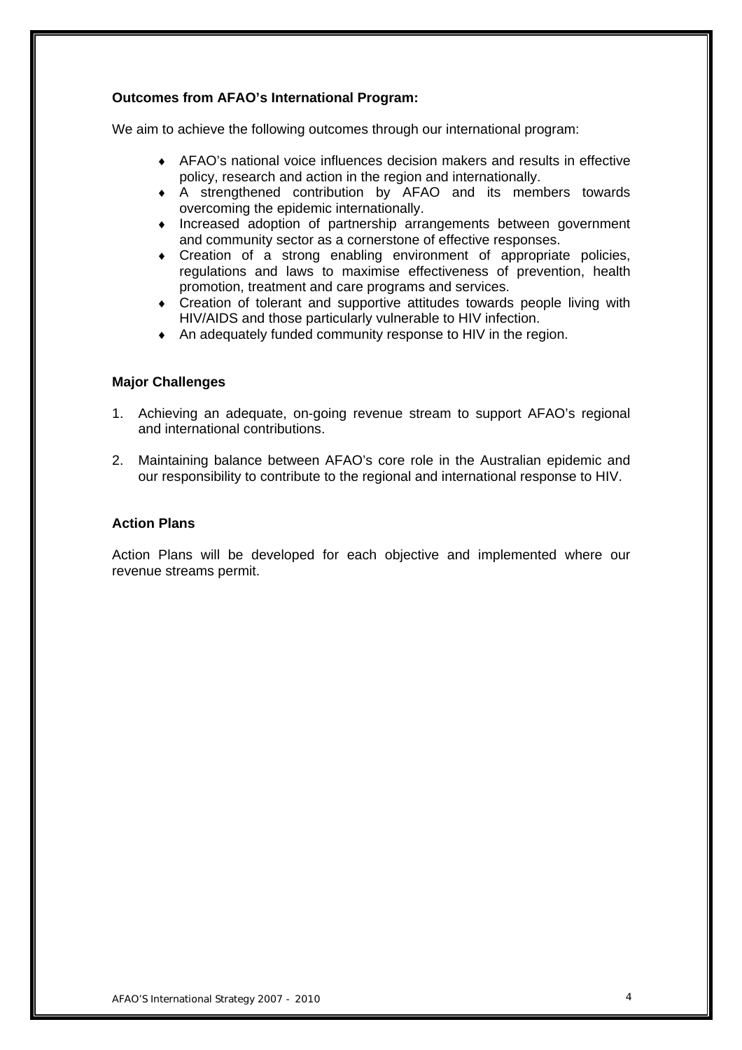**Outcomes from AFAO's International Program:**

We aim to achieve the following outcomes through our international program:

- AFAO's national voice influences decision makers and results in effective policy, research and action in the region and internationally.
- A strengthened contribution by AFAO and its members towards overcoming the epidemic internationally.
- Increased adoption of partnership arrangements between government and community sector as a cornerstone of effective responses.
- Creation of a strong enabling environment of appropriate policies, regulations and laws to maximise effectiveness of prevention, health promotion, treatment and care programs and services.
- Creation of tolerant and supportive attitudes towards people living with HIV/AIDS and those particularly vulnerable to HIV infection.
- An adequately funded community response to HIV in the region.

**Major Challenges**

1. Achieving an adequate, on-going revenue stream to support AFAO's regional and international contributions.

2. Maintaining balance between AFAO's core role in the Australian epidemic and our responsibility to contribute to the regional and international response to HIV.

**Action Plans**

Action Plans will be developed for each objective and implemented where our revenue streams permit.